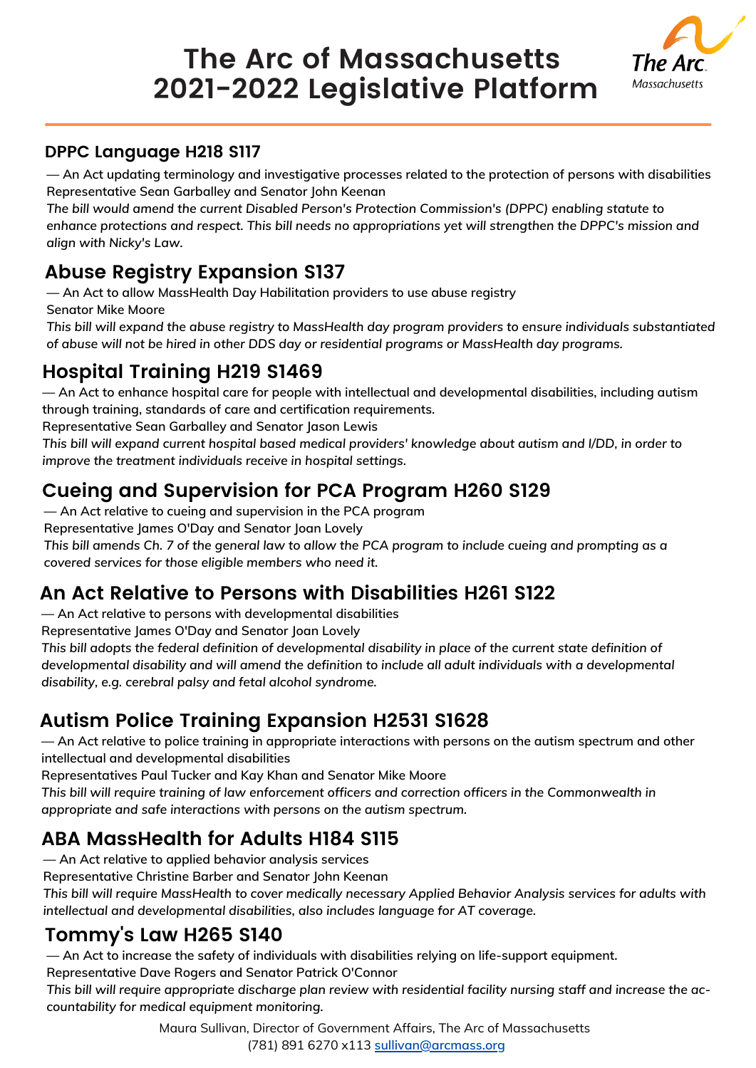# The Arc of Massachusetts 2021-2022 Legislative Platform

The Arc. Massachusetts

## DPPC Language H218 S117

— An Act updating terminology and investigative processes related to the protection of persons with disabilities
Representative Sean Garballey and Senator John Keenan
*The bill would amend the current Disabled Person's Protection Commission's (DPPC) enabling statute to enhance protections and respect. This bill needs no appropriations yet will strengthen the DPPC's mission and align with Nicky's Law.*

## Abuse Registry Expansion S137

— An Act to allow MassHealth Day Habilitation providers to use abuse registry
Senator Mike Moore
*This bill will expand the abuse registry to MassHealth day program providers to ensure individuals substantiated of abuse will not be hired in other DDS day or residential programs or MassHealth day programs.*

## Hospital Training H219 S1469

— An Act to enhance hospital care for people with intellectual and developmental disabilities, including autism through training, standards of care and certification requirements.
Representative Sean Garballey and Senator Jason Lewis
*This bill will expand current hospital based medical providers' knowledge about autism and I/DD, in order to improve the treatment individuals receive in hospital settings.*

## Cueing and Supervision for PCA Program H260 S129

— An Act relative to cueing and supervision in the PCA program
Representative James O'Day and Senator Joan Lovely
*This bill amends Ch. 7 of the general law to allow the PCA program to include cueing and prompting as a covered services for those eligible members who need it.*

## An Act Relative to Persons with Disabilities H261 S122

— An Act relative to persons with developmental disabilities
Representative James O'Day and Senator Joan Lovely
*This bill adopts the federal definition of developmental disability in place of the current state definition of developmental disability and will amend the definition to include all adult individuals with a developmental disability, e.g. cerebral palsy and fetal alcohol syndrome.*

## Autism Police Training Expansion H2531 S1628

— An Act relative to police training in appropriate interactions with persons on the autism spectrum and other intellectual and developmental disabilities
Representatives Paul Tucker and Kay Khan and Senator Mike Moore
*This bill will require training of law enforcement officers and correction officers in the Commonwealth in appropriate and safe interactions with persons on the autism spectrum.*

## ABA MassHealth for Adults H184 S115

— An Act relative to applied behavior analysis services
Representative Christine Barber and Senator John Keenan
*This bill will require MassHealth to cover medically necessary Applied Behavior Analysis services for adults with intellectual and developmental disabilities, also includes language for AT coverage.*

## Tommy's Law H265 S140

— An Act to increase the safety of individuals with disabilities relying on life-support equipment.
Representative Dave Rogers and Senator Patrick O'Connor
*This bill will require appropriate discharge plan review with residential facility nursing staff and increase the accountability for medical equipment monitoring.*

Maura Sullivan, Director of Government Affairs, The Arc of Massachusetts
(781) 891 6270 x113 sullivan@arcmass.org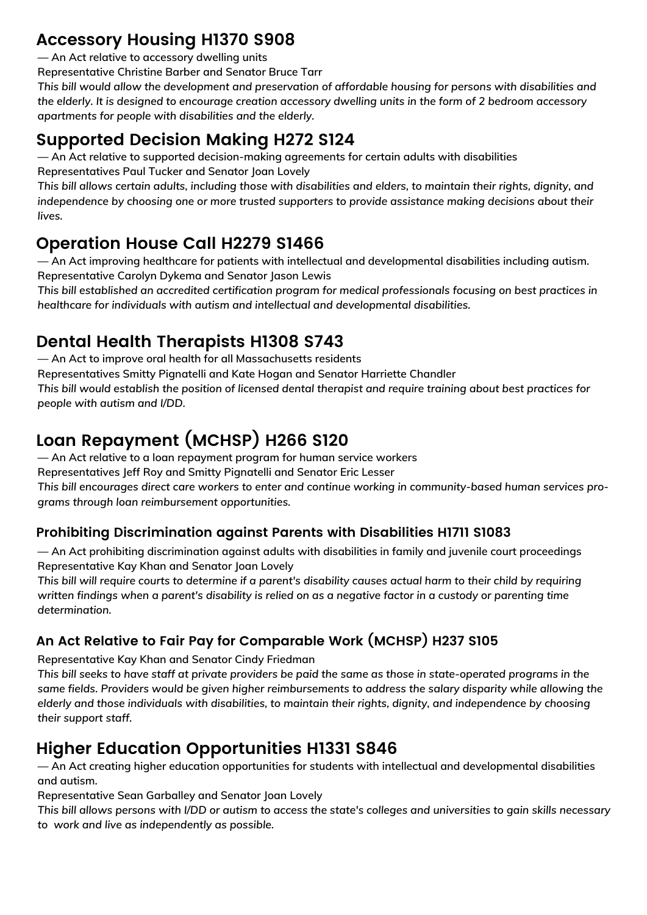## Accessory Housing H1370 S908

— An Act relative to accessory dwelling units

Representative Christine Barber and Senator Bruce Tarr

*This bill would allow the development and preservation of affordable housing for persons with disabilities and the elderly. It is designed to encourage creation accessory dwelling units in the form of 2 bedroom accessory apartments for people with disabilities and the elderly.*

## Supported Decision Making H272 S124

— An Act relative to supported decision-making agreements for certain adults with disabilities

Representatives Paul Tucker and Senator Joan Lovely

*This bill allows certain adults, including those with disabilities and elders, to maintain their rights, dignity, and independence by choosing one or more trusted supporters to provide assistance making decisions about their lives.*

## Operation House Call H2279 S1466

— An Act improving healthcare for patients with intellectual and developmental disabilities including autism.

Representative Carolyn Dykema and Senator Jason Lewis

*This bill established an accredited certification program for medical professionals focusing on best practices in healthcare for individuals with autism and intellectual and developmental disabilities.*

## Dental Health Therapists H1308 S743

— An Act to improve oral health for all Massachusetts residents

Representatives Smitty Pignatelli and Kate Hogan and Senator Harriette Chandler

*This bill would establish the position of licensed dental therapist and require training about best practices for people with autism and I/DD.*

## Loan Repayment (MCHSP) H266 S120

— An Act relative to a loan repayment program for human service workers

Representatives Jeff Roy and Smitty Pignatelli and Senator Eric Lesser

*This bill encourages direct care workers to enter and continue working in community-based human services programs through loan reimbursement opportunities.*

### Prohibiting Discrimination against Parents with Disabilities H1711 S1083

— An Act prohibiting discrimination against adults with disabilities in family and juvenile court proceedings

Representative Kay Khan and Senator Joan Lovely

*This bill will require courts to determine if a parent's disability causes actual harm to their child by requiring written findings when a parent's disability is relied on as a negative factor in a custody or parenting time determination.*

### An Act Relative to Fair Pay for Comparable Work (MCHSP) H237 S105

Representative Kay Khan and Senator Cindy Friedman

*This bill seeks to have staff at private providers be paid the same as those in state-operated programs in the same fields. Providers would be given higher reimbursements to address the salary disparity while allowing the elderly and those individuals with disabilities, to maintain their rights, dignity, and independence by choosing their support staff.*

## Higher Education Opportunities H1331 S846

— An Act creating higher education opportunities for students with intellectual and developmental disabilities and autism.

Representative Sean Garballey and Senator Joan Lovely

*This bill allows persons with I/DD or autism to access the state's colleges and universities to gain skills necessary to work and live as independently as possible.*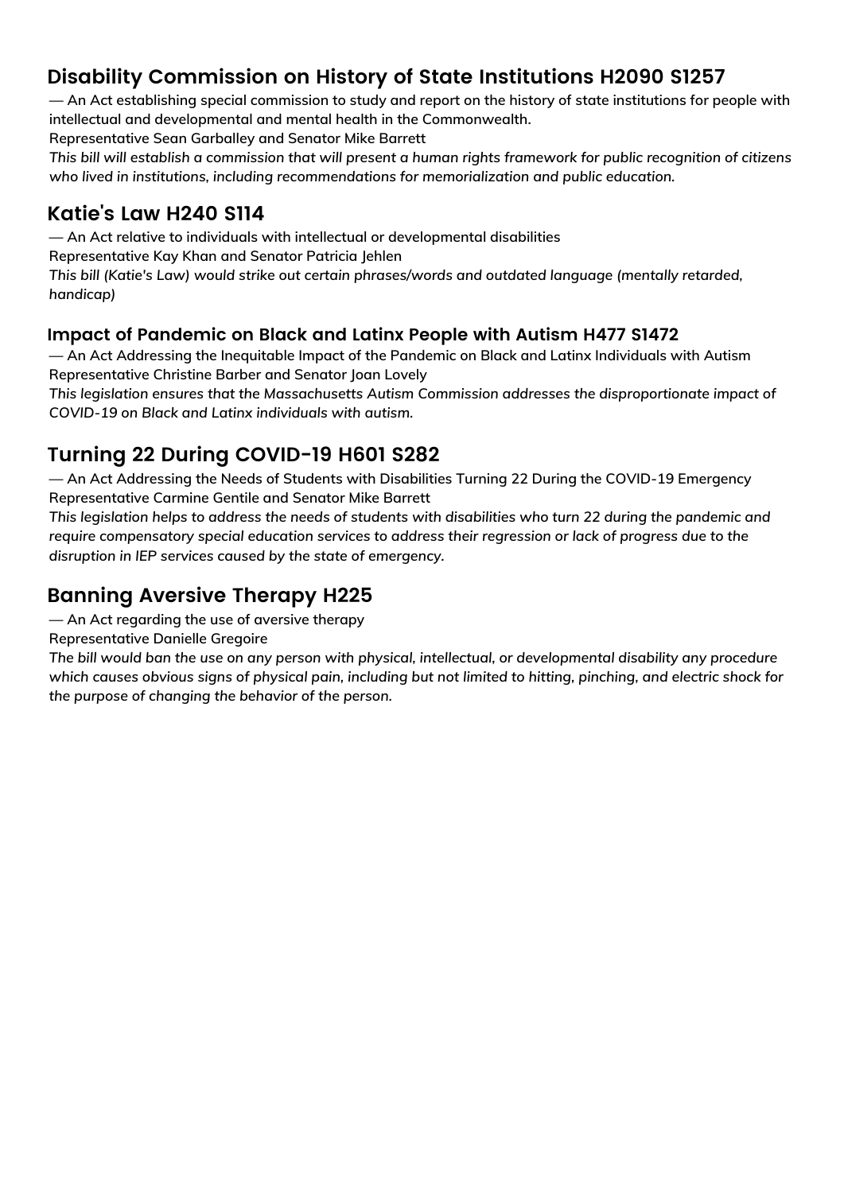## Disability Commission on History of State Institutions H2090 S1257

— An Act establishing special commission to study and report on the history of state institutions for people with intellectual and developmental and mental health in the Commonwealth.

Representative Sean Garballey and Senator Mike Barrett

*This bill will establish a commission that will present a human rights framework for public recognition of citizens who lived in institutions, including recommendations for memorialization and public education.*

## Katie's Law H240 S114

— An Act relative to individuals with intellectual or developmental disabilities

Representative Kay Khan and Senator Patricia Jehlen

*This bill (Katie's Law) would strike out certain phrases/words and outdated language (mentally retarded, handicap)*

### Impact of Pandemic on Black and Latinx People with Autism H477 S1472

— An Act Addressing the Inequitable Impact of the Pandemic on Black and Latinx Individuals with Autism

Representative Christine Barber and Senator Joan Lovely

*This legislation ensures that the Massachusetts Autism Commission addresses the disproportionate impact of COVID-19 on Black and Latinx individuals with autism.*

## Turning 22 During COVID-19 H601 S282

— An Act Addressing the Needs of Students with Disabilities Turning 22 During the COVID-19 Emergency

Representative Carmine Gentile and Senator Mike Barrett

*This legislation helps to address the needs of students with disabilities who turn 22 during the pandemic and require compensatory special education services to address their regression or lack of progress due to the disruption in IEP services caused by the state of emergency.*

## Banning Aversive Therapy H225

— An Act regarding the use of aversive therapy

Representative Danielle Gregoire

*The bill would ban the use on any person with physical, intellectual, or developmental disability any procedure which causes obvious signs of physical pain, including but not limited to hitting, pinching, and electric shock for the purpose of changing the behavior of the person.*